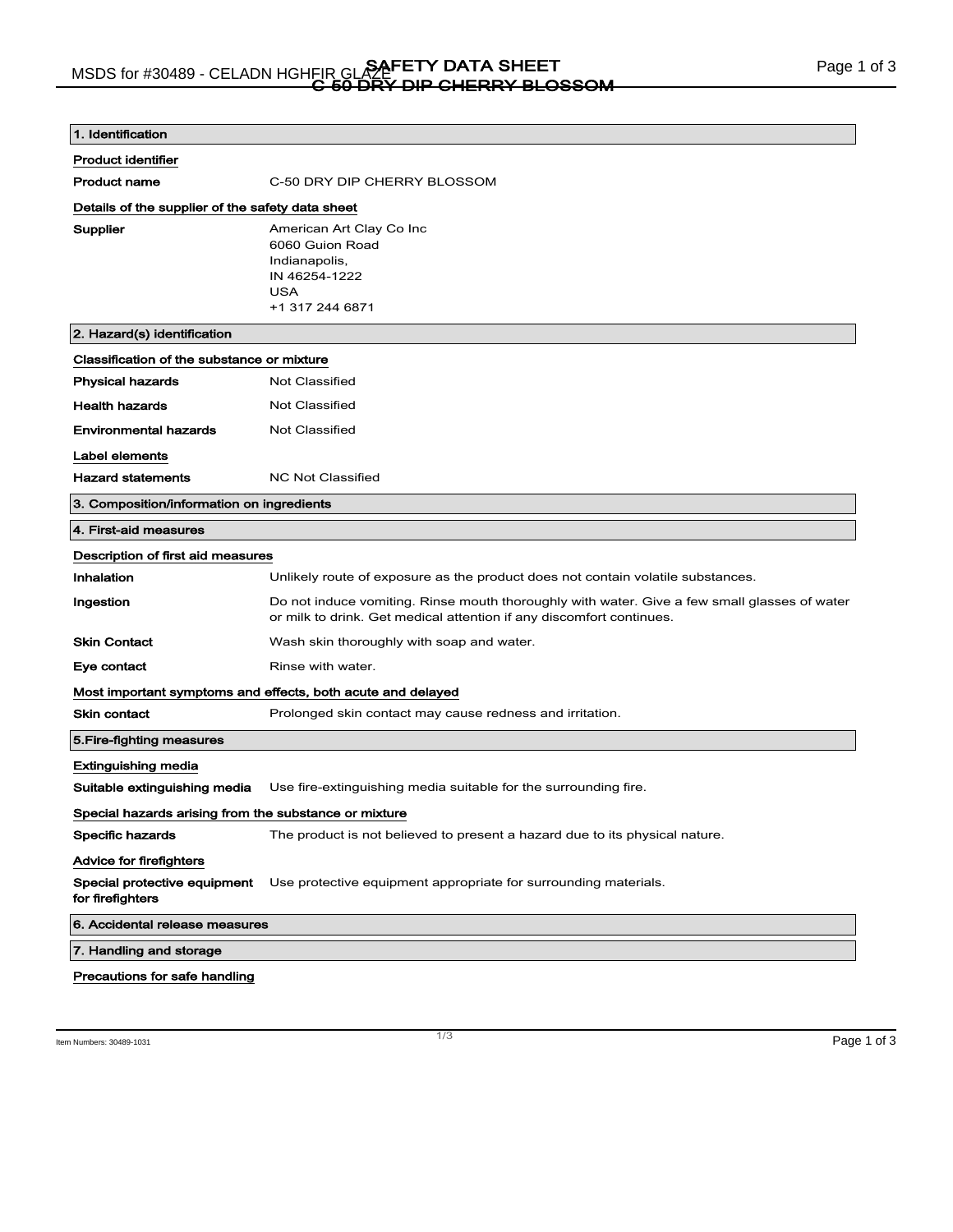# SAFETY DATA SHEET

## C-50 DRY DIP CHERRY BLOSSOM

## 1. Identification

**Product identifier**

| | |
|---|---|
| **Product name** | C-50 DRY DIP CHERRY BLOSSOM |

**Details of the supplier of the safety data sheet**

| | |
|---|---|
| **Supplier** | American Art Clay Co Inc<br>6060 Guion Road<br>Indianapolis,<br>IN 46254-1222<br>USA<br>+1 317 244 6871 |

## 2. Hazard(s) identification

**Classification of the substance or mixture**

| | |
|---|---|
| **Physical hazards** | Not Classified |
| **Health hazards** | Not Classified |
| **Environmental hazards** | Not Classified |

**Label elements**

| | |
|---|---|
| **Hazard statements** | NC Not Classified |

## 3. Composition/information on ingredients

## 4. First-aid measures

**Description of first aid measures**

| | |
|---|---|
| **Inhalation** | Unlikely route of exposure as the product does not contain volatile substances. |
| **Ingestion** | Do not induce vomiting. Rinse mouth thoroughly with water. Give a few small glasses of water or milk to drink. Get medical attention if any discomfort continues. |
| **Skin Contact** | Wash skin thoroughly with soap and water. |
| **Eye contact** | Rinse with water. |

**Most important symptoms and effects, both acute and delayed**

| | |
|---|---|
| **Skin contact** | Prolonged skin contact may cause redness and irritation. |

## 5.Fire-fighting measures

**Extinguishing media**

| | |
|---|---|
| **Suitable extinguishing media** | Use fire-extinguishing media suitable for the surrounding fire. |

**Special hazards arising from the substance or mixture**

| | |
|---|---|
| **Specific hazards** | The product is not believed to present a hazard due to its physical nature. |

**Advice for firefighters**

| | |
|---|---|
| **Special protective equipment for firefighters** | Use protective equipment appropriate for surrounding materials. |

## 6. Accidental release measures

## 7. Handling and storage

**Precautions for safe handling**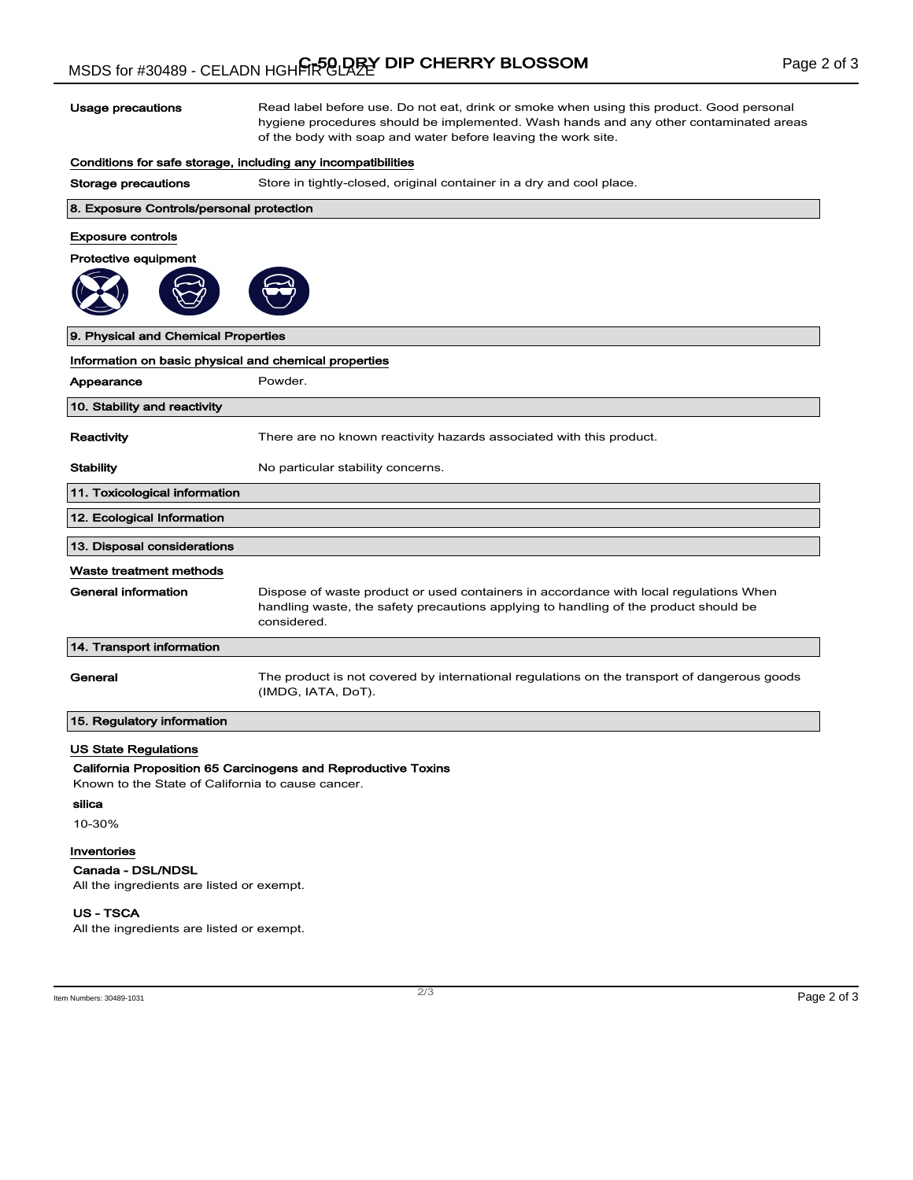| | |
|---|---|
| **Usage precautions** | Read label before use. Do not eat, drink or smoke when using this product. Good personal hygiene procedures should be implemented. Wash hands and any other contaminated areas of the body with soap and water before leaving the work site. |

**Conditions for safe storage, including any incompatibilities**

| | |
|---|---|
| **Storage precautions** | Store in tightly-closed, original container in a dry and cool place. |

## 8. Exposure Controls/personal protection

**Exposure controls**

**Protective equipment**

## 9. Physical and Chemical Properties

**Information on basic physical and chemical properties**

| | |
|---|---|
| **Appearance** | Powder. |

## 10. Stability and reactivity

| | |
|---|---|
| **Reactivity** | There are no known reactivity hazards associated with this product. |
| **Stability** | No particular stability concerns. |

## 11. Toxicological information

## 12. Ecological Information

## 13. Disposal considerations

**Waste treatment methods**

| | |
|---|---|
| **General information** | Dispose of waste product or used containers in accordance with local regulations When handling waste, the safety precautions applying to handling of the product should be considered. |

## 14. Transport information

| | |
|---|---|
| **General** | The product is not covered by international regulations on the transport of dangerous goods (IMDG, IATA, DoT). |

## 15. Regulatory information

**US State Regulations**

**California Proposition 65 Carcinogens and Reproductive Toxins**

Known to the State of California to cause cancer.

**silica**

10-30%

**Inventories**

**Canada - DSL/NDSL**

All the ingredients are listed or exempt.

**US - TSCA**

All the ingredients are listed or exempt.

Item Numbers: 30489-1031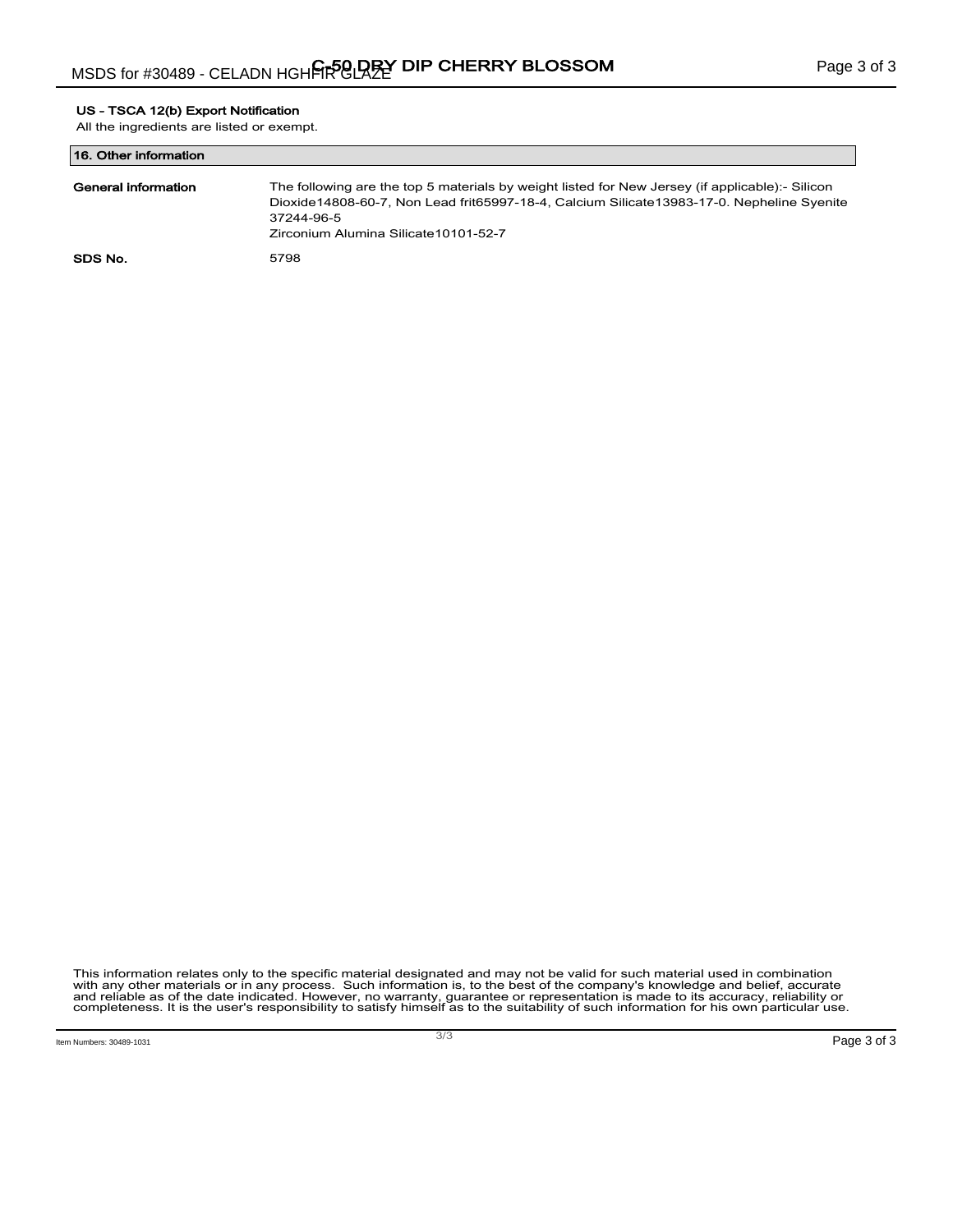**US - TSCA 12(b) Export Notification**

All the ingredients are listed or exempt.

## 16. Other information

**General information** The following are the top 5 materials by weight listed for New Jersey (if applicable):- Silicon Dioxide14808-60-7, Non Lead frit65997-18-4, Calcium Silicate13983-17-0. Nepheline Syenite 37244-96-5
Zirconium Alumina Silicate10101-52-7

**SDS No.** 5798

This information relates only to the specific material designated and may not be valid for such material used in combination with any other materials or in any process. Such information is, to the best of the company's knowledge and belief, accurate and reliable as of the date indicated. However, no warranty, guarantee or representation is made to its accuracy, reliability or completeness. It is the user's responsibility to satisfy himself as to the suitability of such information for his own particular use.

Item Numbers: 30489-1031